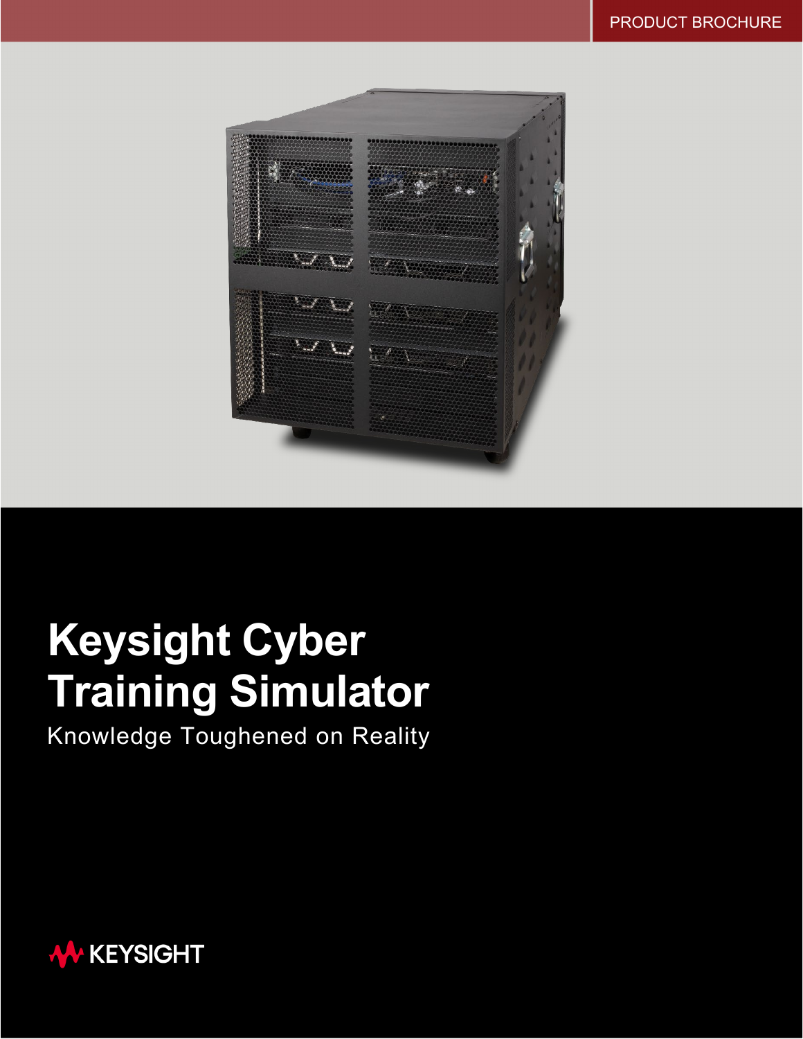PRODUCT BROCHURE

# Keysight Cyber Training Simulator

Knowledge Toughened on Reality

KEYSIGHT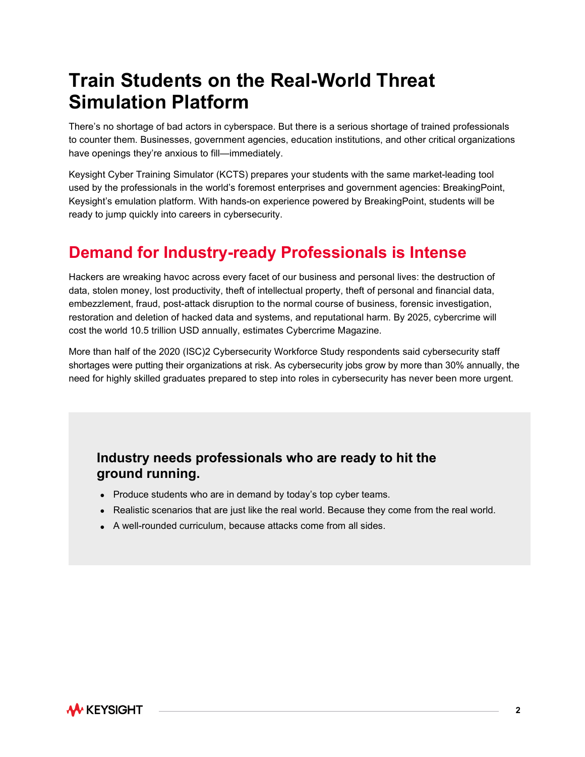# Train Students on the Real-World Threat Simulation Platform

There's no shortage of bad actors in cyberspace. But there is a serious shortage of trained professionals to counter them. Businesses, government agencies, education institutions, and other critical organizations have openings they're anxious to fill—immediately.

Keysight Cyber Training Simulator (KCTS) prepares your students with the same market-leading tool used by the professionals in the world's foremost enterprises and government agencies: BreakingPoint, Keysight's emulation platform. With hands-on experience powered by BreakingPoint, students will be ready to jump quickly into careers in cybersecurity.

## Demand for Industry-ready Professionals is Intense

Hackers are wreaking havoc across every facet of our business and personal lives: the destruction of data, stolen money, lost productivity, theft of intellectual property, theft of personal and financial data, embezzlement, fraud, post-attack disruption to the normal course of business, forensic investigation, restoration and deletion of hacked data and systems, and reputational harm. By 2025, cybercrime will cost the world 10.5 trillion USD annually, estimates Cybercrime Magazine.

More than half of the 2020 (ISC)2 Cybersecurity Workforce Study respondents said cybersecurity staff shortages were putting their organizations at risk. As cybersecurity jobs grow by more than 30% annually, the need for highly skilled graduates prepared to step into roles in cybersecurity has never been more urgent.

### Industry needs professionals who are ready to hit the ground running.

- Produce students who are in demand by today's top cyber teams.
- Realistic scenarios that are just like the real world. Because they come from the real world.
- A well-rounded curriculum, because attacks come from all sides.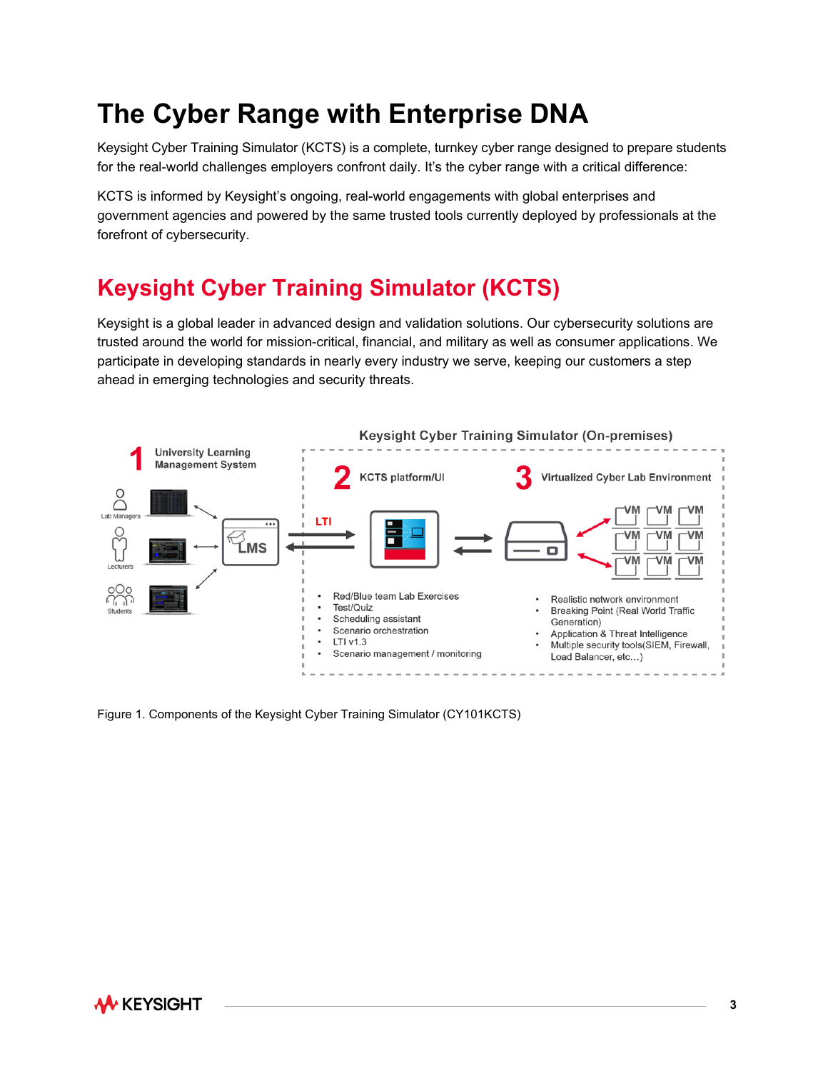# The Cyber Range with Enterprise DNA

Keysight Cyber Training Simulator (KCTS) is a complete, turnkey cyber range designed to prepare students for the real-world challenges employers confront daily. It's the cyber range with a critical difference:

KCTS is informed by Keysight's ongoing, real-world engagements with global enterprises and government agencies and powered by the same trusted tools currently deployed by professionals at the forefront of cybersecurity.

## Keysight Cyber Training Simulator (KCTS)

Keysight is a global leader in advanced design and validation solutions. Our cybersecurity solutions are trusted around the world for mission-critical, financial, and military as well as consumer applications. We participate in developing standards in nearly every industry we serve, keeping our customers a step ahead in emerging technologies and security threats.

Keysight Cyber Training Simulator (On-premises)

1 University Learning Management System

- Lab Managers
- Lecturers
- Students

LMS

LTI

2 KCTS platform/UI

- Red/Blue team Lab Exercises
- Test/Quiz
- Scheduling assistant
- Scenario orchestration
- LTI v1.3
- Scenario management / monitoring

3 Virtualized Cyber Lab Environment

- Realistic network environment
- Breaking Point (Real World Traffic Generation)
- Application & Threat Intelligence
- Multiple security tools(SIEM, Firewall, Load Balancer, etc…)

Figure 1. Components of the Keysight Cyber Training Simulator (CY101KCTS)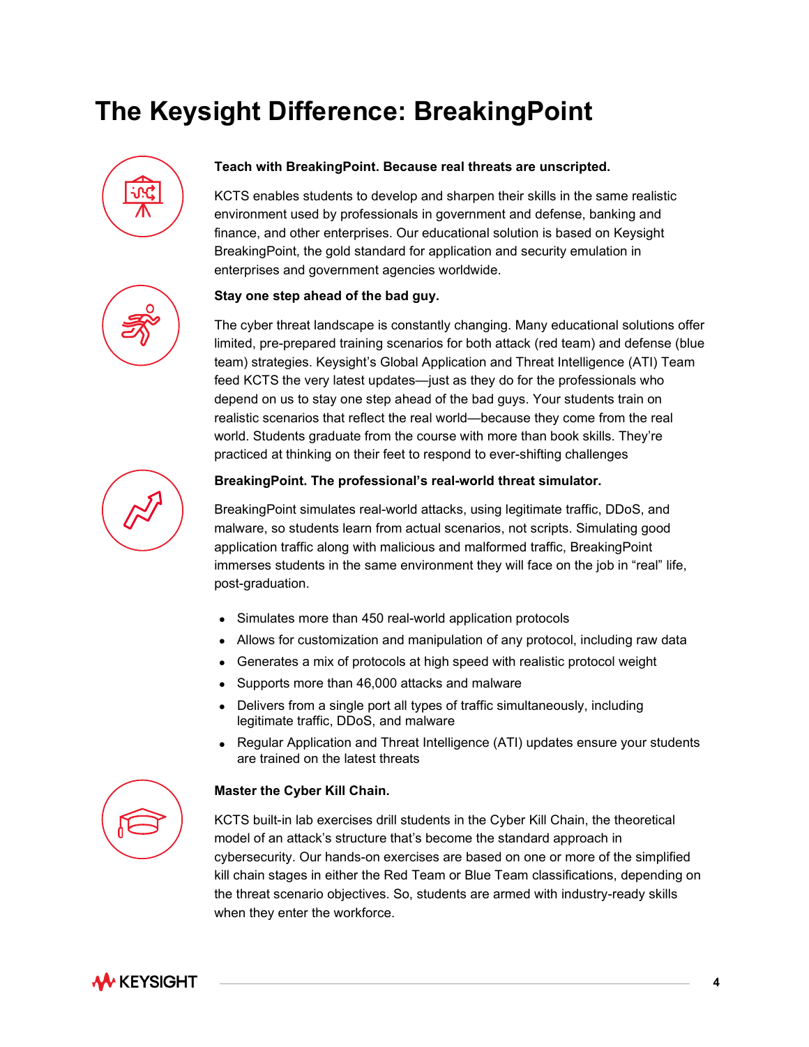# The Keysight Difference: BreakingPoint

**Teach with BreakingPoint. Because real threats are unscripted.**

KCTS enables students to develop and sharpen their skills in the same realistic environment used by professionals in government and defense, banking and finance, and other enterprises. Our educational solution is based on Keysight BreakingPoint, the gold standard for application and security emulation in enterprises and government agencies worldwide.

**Stay one step ahead of the bad guy.**

The cyber threat landscape is constantly changing. Many educational solutions offer limited, pre-prepared training scenarios for both attack (red team) and defense (blue team) strategies. Keysight's Global Application and Threat Intelligence (ATI) Team feed KCTS the very latest updates—just as they do for the professionals who depend on us to stay one step ahead of the bad guys. Your students train on realistic scenarios that reflect the real world—because they come from the real world. Students graduate from the course with more than book skills. They're practiced at thinking on their feet to respond to ever-shifting challenges

**BreakingPoint. The professional's real-world threat simulator.**

BreakingPoint simulates real-world attacks, using legitimate traffic, DDoS, and malware, so students learn from actual scenarios, not scripts. Simulating good application traffic along with malicious and malformed traffic, BreakingPoint immerses students in the same environment they will face on the job in "real" life, post-graduation.

- Simulates more than 450 real-world application protocols
- Allows for customization and manipulation of any protocol, including raw data
- Generates a mix of protocols at high speed with realistic protocol weight
- Supports more than 46,000 attacks and malware
- Delivers from a single port all types of traffic simultaneously, including legitimate traffic, DDoS, and malware
- Regular Application and Threat Intelligence (ATI) updates ensure your students are trained on the latest threats

**Master the Cyber Kill Chain.**

KCTS built-in lab exercises drill students in the Cyber Kill Chain, the theoretical model of an attack's structure that's become the standard approach in cybersecurity. Our hands-on exercises are based on one or more of the simplified kill chain stages in either the Red Team or Blue Team classifications, depending on the threat scenario objectives. So, students are armed with industry-ready skills when they enter the workforce.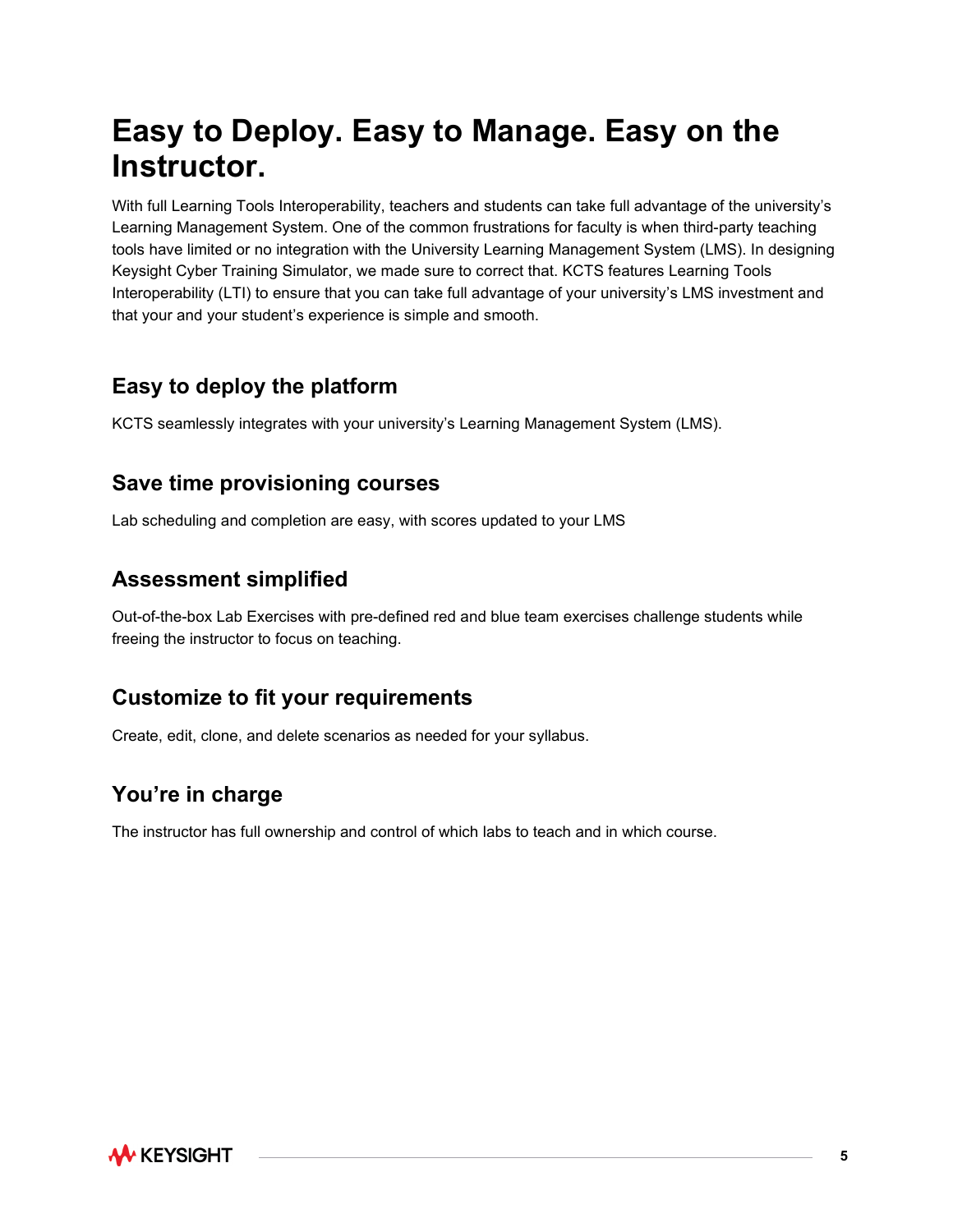# Easy to Deploy. Easy to Manage. Easy on the Instructor.

With full Learning Tools Interoperability, teachers and students can take full advantage of the university's Learning Management System. One of the common frustrations for faculty is when third-party teaching tools have limited or no integration with the University Learning Management System (LMS). In designing Keysight Cyber Training Simulator, we made sure to correct that. KCTS features Learning Tools Interoperability (LTI) to ensure that you can take full advantage of your university's LMS investment and that your and your student's experience is simple and smooth.

## Easy to deploy the platform

KCTS seamlessly integrates with your university's Learning Management System (LMS).

## Save time provisioning courses

Lab scheduling and completion are easy, with scores updated to your LMS

## Assessment simplified

Out-of-the-box Lab Exercises with pre-defined red and blue team exercises challenge students while freeing the instructor to focus on teaching.

## Customize to fit your requirements

Create, edit, clone, and delete scenarios as needed for your syllabus.

## You're in charge

The instructor has full ownership and control of which labs to teach and in which course.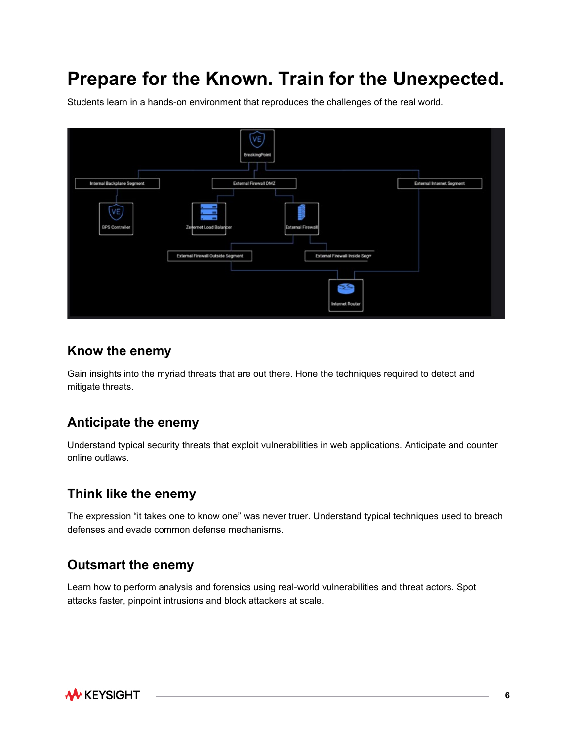# Prepare for the Known. Train for the Unexpected.

Students learn in a hands-on environment that reproduces the challenges of the real world.

## Know the enemy

Gain insights into the myriad threats that are out there. Hone the techniques required to detect and mitigate threats.

## Anticipate the enemy

Understand typical security threats that exploit vulnerabilities in web applications. Anticipate and counter online outlaws.

## Think like the enemy

The expression “it takes one to know one” was never truer. Understand typical techniques used to breach defenses and evade common defense mechanisms.

## Outsmart the enemy

Learn how to perform analysis and forensics using real-world vulnerabilities and threat actors. Spot attacks faster, pinpoint intrusions and block attackers at scale.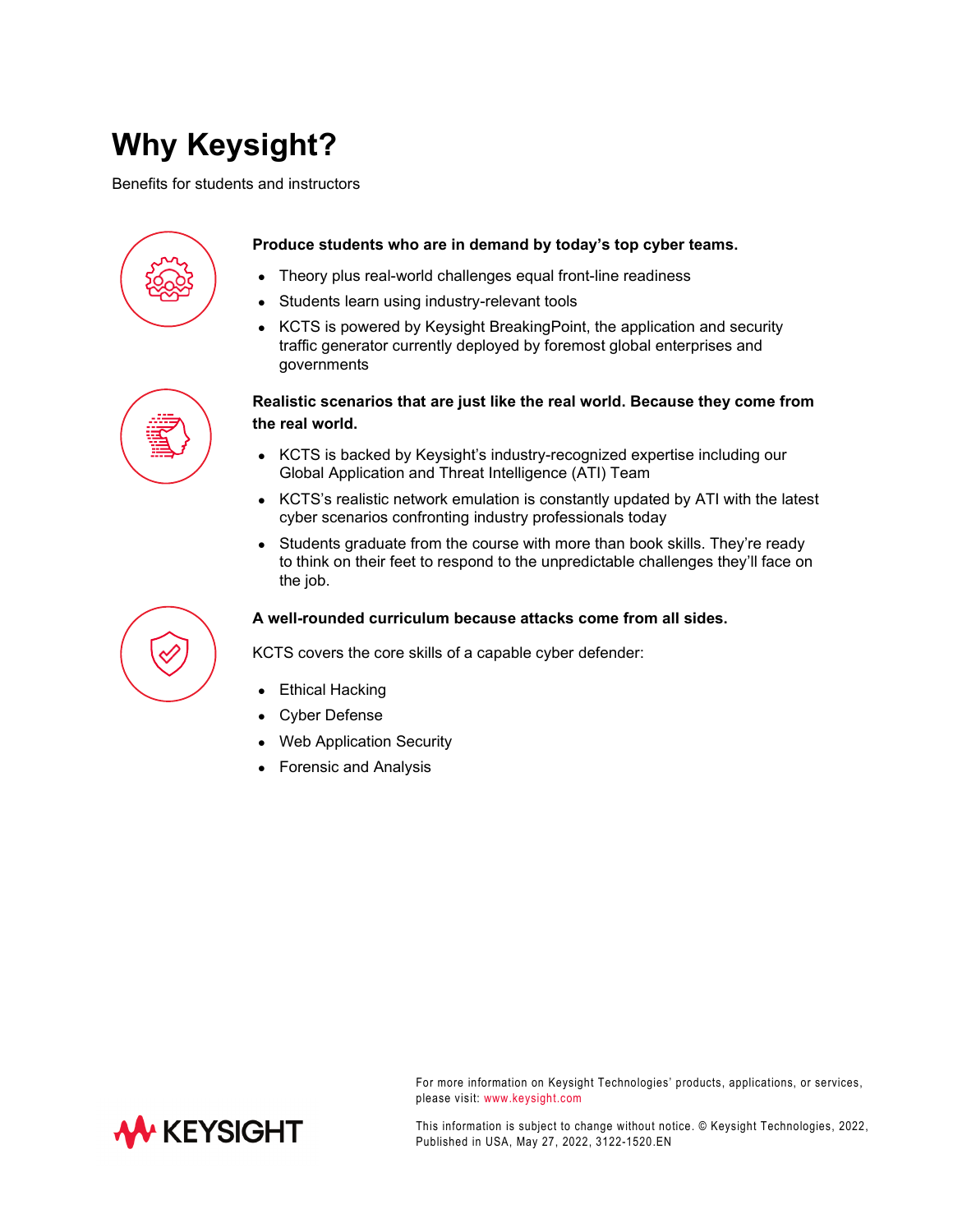# Why Keysight?

Benefits for students and instructors

**Produce students who are in demand by today's top cyber teams.**

- Theory plus real-world challenges equal front-line readiness
- Students learn using industry-relevant tools
- KCTS is powered by Keysight BreakingPoint, the application and security traffic generator currently deployed by foremost global enterprises and governments

**Realistic scenarios that are just like the real world. Because they come from the real world.**

- KCTS is backed by Keysight's industry-recognized expertise including our Global Application and Threat Intelligence (ATI) Team
- KCTS's realistic network emulation is constantly updated by ATI with the latest cyber scenarios confronting industry professionals today
- Students graduate from the course with more than book skills. They're ready to think on their feet to respond to the unpredictable challenges they'll face on the job.

**A well-rounded curriculum because attacks come from all sides.**

KCTS covers the core skills of a capable cyber defender:

- Ethical Hacking
- Cyber Defense
- Web Application Security
- Forensic and Analysis

For more information on Keysight Technologies' products, applications, or services, please visit: www.keysight.com

This information is subject to change without notice. © Keysight Technologies, 2022, Published in USA, May 27, 2022, 3122-1520.EN